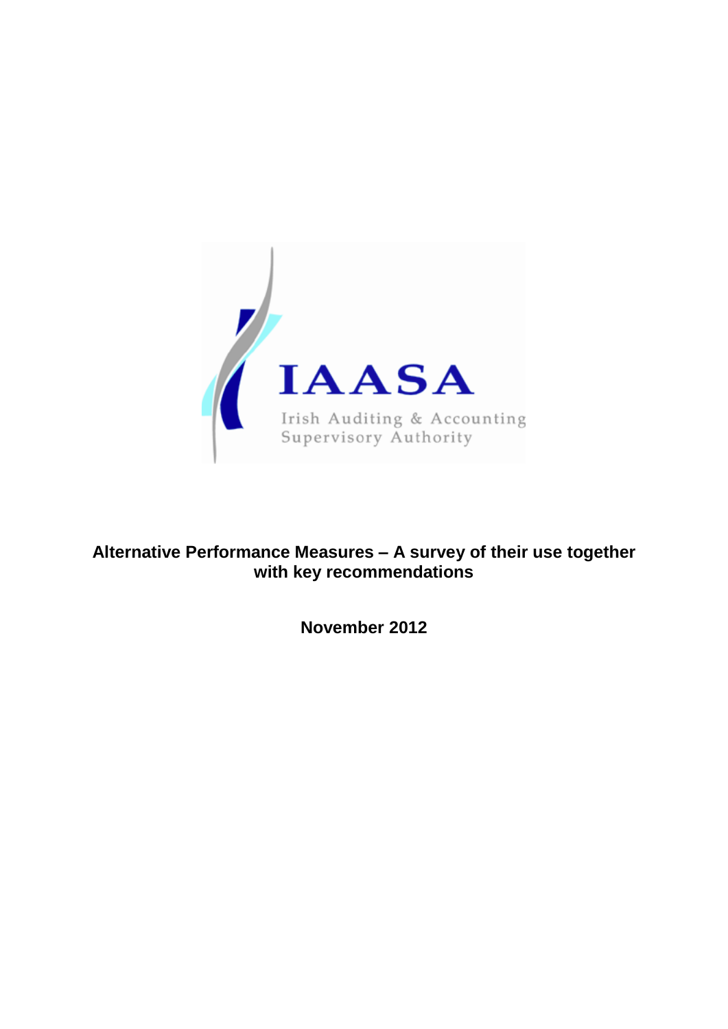IAASA

Irish Auditing & Accounting Supervisory Authority

# Alternative Performance Measures – A survey of their use together with key recommendations

**November 2012**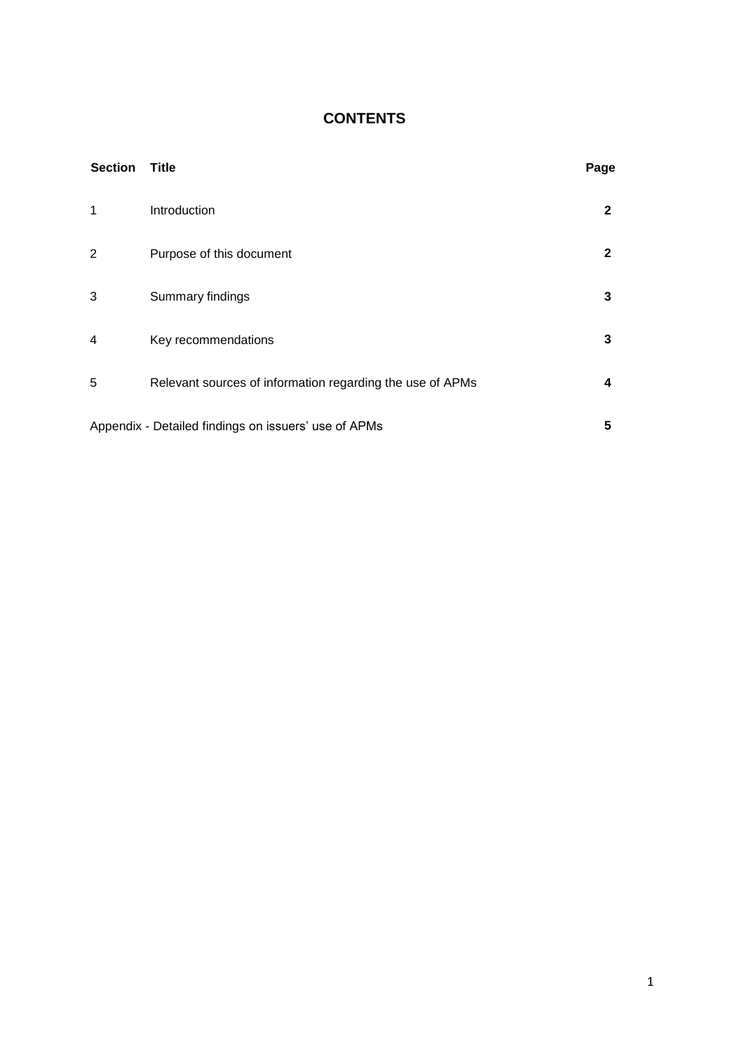## CONTENTS

| Section | Title | Page |
|---|---|---|
| 1 | Introduction | **2** |
| 2 | Purpose of this document | **2** |
| 3 | Summary findings | **3** |
| 4 | Key recommendations | **3** |
| 5 | Relevant sources of information regarding the use of APMs | **4** |
| Appendix - Detailed findings on issuers' use of APMs | | **5** |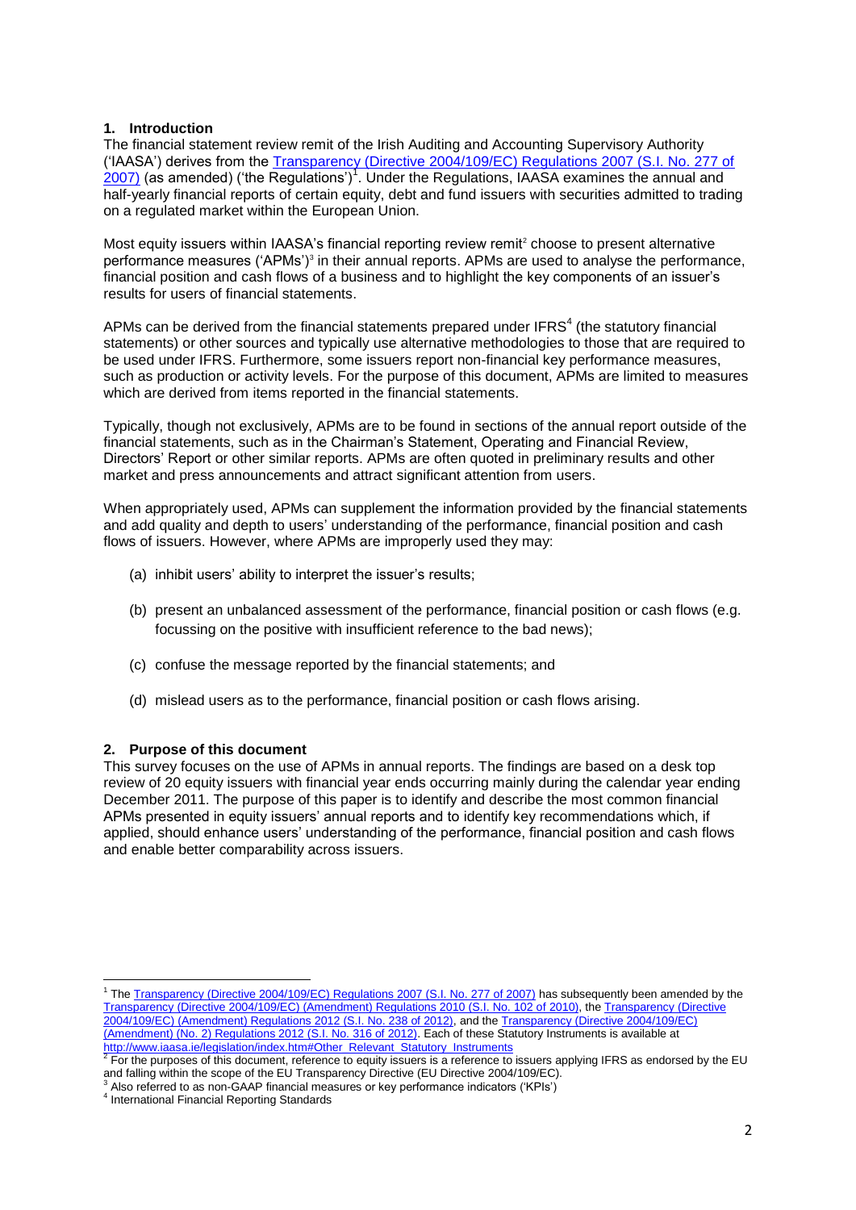## 1. Introduction

The financial statement review remit of the Irish Auditing and Accounting Supervisory Authority ('IAASA') derives from the Transparency (Directive 2004/109/EC) Regulations 2007 (S.I. No. 277 of 2007) (as amended) ('the Regulations')[1]. Under the Regulations, IAASA examines the annual and half-yearly financial reports of certain equity, debt and fund issuers with securities admitted to trading on a regulated market within the European Union.

Most equity issuers within IAASA's financial reporting review remit[2] choose to present alternative performance measures ('APMs')[3] in their annual reports. APMs are used to analyse the performance, financial position and cash flows of a business and to highlight the key components of an issuer's results for users of financial statements.

APMs can be derived from the financial statements prepared under IFRS[4] (the statutory financial statements) or other sources and typically use alternative methodologies to those that are required to be used under IFRS. Furthermore, some issuers report non-financial key performance measures, such as production or activity levels. For the purpose of this document, APMs are limited to measures which are derived from items reported in the financial statements.

Typically, though not exclusively, APMs are to be found in sections of the annual report outside of the financial statements, such as in the Chairman's Statement, Operating and Financial Review, Directors' Report or other similar reports. APMs are often quoted in preliminary results and other market and press announcements and attract significant attention from users.

When appropriately used, APMs can supplement the information provided by the financial statements and add quality and depth to users' understanding of the performance, financial position and cash flows of issuers. However, where APMs are improperly used they may:

(a) inhibit users' ability to interpret the issuer's results;

(b) present an unbalanced assessment of the performance, financial position or cash flows (e.g. focussing on the positive with insufficient reference to the bad news);

(c) confuse the message reported by the financial statements; and

(d) mislead users as to the performance, financial position or cash flows arising.

## 2. Purpose of this document

This survey focuses on the use of APMs in annual reports. The findings are based on a desk top review of 20 equity issuers with financial year ends occurring mainly during the calendar year ending December 2011. The purpose of this paper is to identify and describe the most common financial APMs presented in equity issuers' annual reports and to identify key recommendations which, if applied, should enhance users' understanding of the performance, financial position and cash flows and enable better comparability across issuers.

---

[1] The Transparency (Directive 2004/109/EC) Regulations 2007 (S.I. No. 277 of 2007) has subsequently been amended by the Transparency (Directive 2004/109/EC) (Amendment) Regulations 2010 (S.I. No. 102 of 2010), the Transparency (Directive 2004/109/EC) (Amendment) Regulations 2012 (S.I. No. 238 of 2012), and the Transparency (Directive 2004/109/EC) (Amendment) (No. 2) Regulations 2012 (S.I. No. 316 of 2012). Each of these Statutory Instruments is available at http://www.iaasa.ie/legislation/index.htm#Other_Relevant_Statutory_Instruments

[2] For the purposes of this document, reference to equity issuers is a reference to issuers applying IFRS as endorsed by the EU and falling within the scope of the EU Transparency Directive (EU Directive 2004/109/EC).

[3] Also referred to as non-GAAP financial measures or key performance indicators ('KPIs')

[4] International Financial Reporting Standards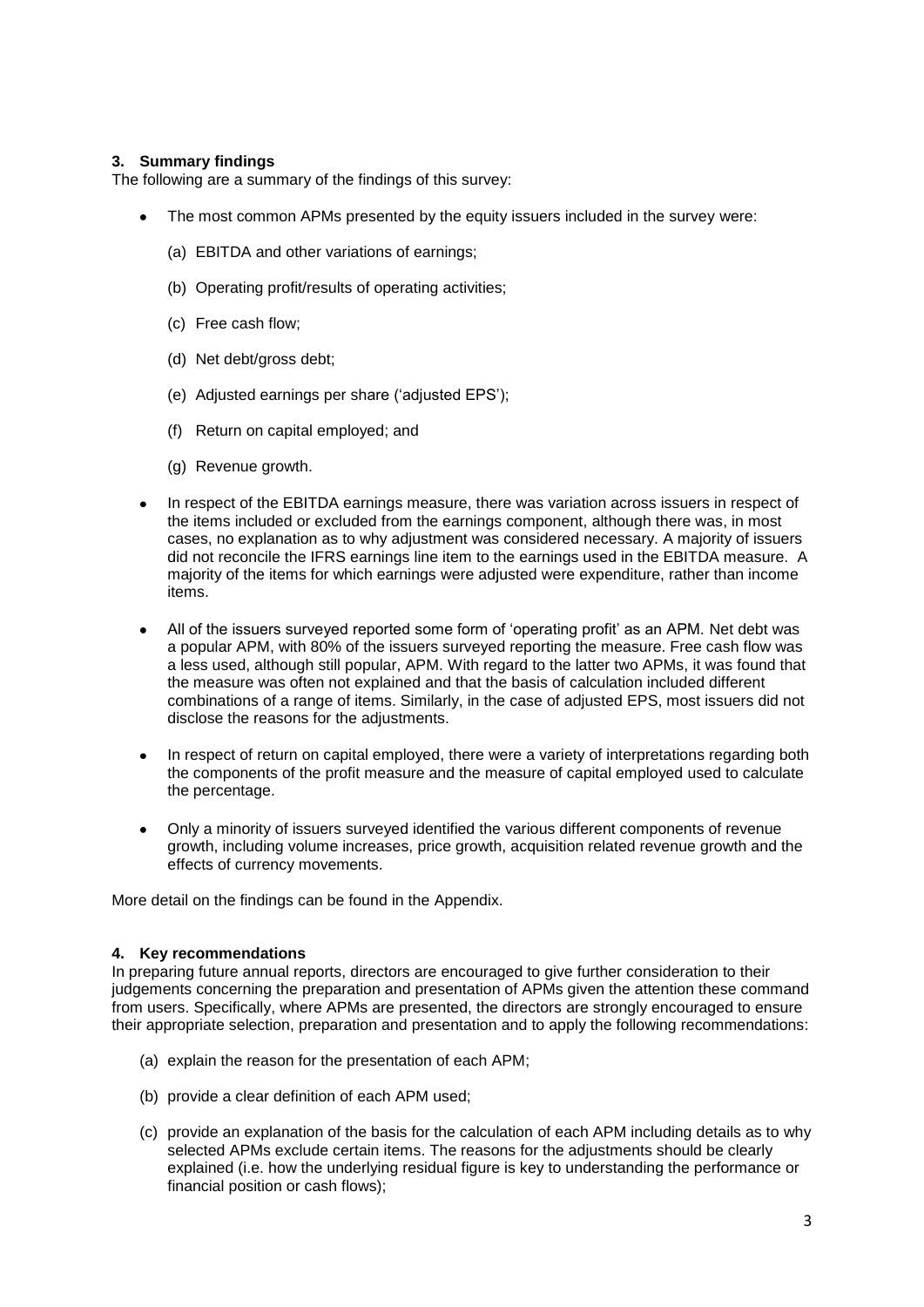## 3. Summary findings

The following are a summary of the findings of this survey:

- The most common APMs presented by the equity issuers included in the survey were:

  (a) EBITDA and other variations of earnings;

  (b) Operating profit/results of operating activities;

  (c) Free cash flow;

  (d) Net debt/gross debt;

  (e) Adjusted earnings per share ('adjusted EPS');

  (f) Return on capital employed; and

  (g) Revenue growth.

- In respect of the EBITDA earnings measure, there was variation across issuers in respect of the items included or excluded from the earnings component, although there was, in most cases, no explanation as to why adjustment was considered necessary. A majority of issuers did not reconcile the IFRS earnings line item to the earnings used in the EBITDA measure. A majority of the items for which earnings were adjusted were expenditure, rather than income items.

- All of the issuers surveyed reported some form of 'operating profit' as an APM. Net debt was a popular APM, with 80% of the issuers surveyed reporting the measure. Free cash flow was a less used, although still popular, APM. With regard to the latter two APMs, it was found that the measure was often not explained and that the basis of calculation included different combinations of a range of items. Similarly, in the case of adjusted EPS, most issuers did not disclose the reasons for the adjustments.

- In respect of return on capital employed, there were a variety of interpretations regarding both the components of the profit measure and the measure of capital employed used to calculate the percentage.

- Only a minority of issuers surveyed identified the various different components of revenue growth, including volume increases, price growth, acquisition related revenue growth and the effects of currency movements.

More detail on the findings can be found in the Appendix.

## 4. Key recommendations

In preparing future annual reports, directors are encouraged to give further consideration to their judgements concerning the preparation and presentation of APMs given the attention these command from users. Specifically, where APMs are presented, the directors are strongly encouraged to ensure their appropriate selection, preparation and presentation and to apply the following recommendations:

(a) explain the reason for the presentation of each APM;

(b) provide a clear definition of each APM used;

(c) provide an explanation of the basis for the calculation of each APM including details as to why selected APMs exclude certain items. The reasons for the adjustments should be clearly explained (i.e. how the underlying residual figure is key to understanding the performance or financial position or cash flows);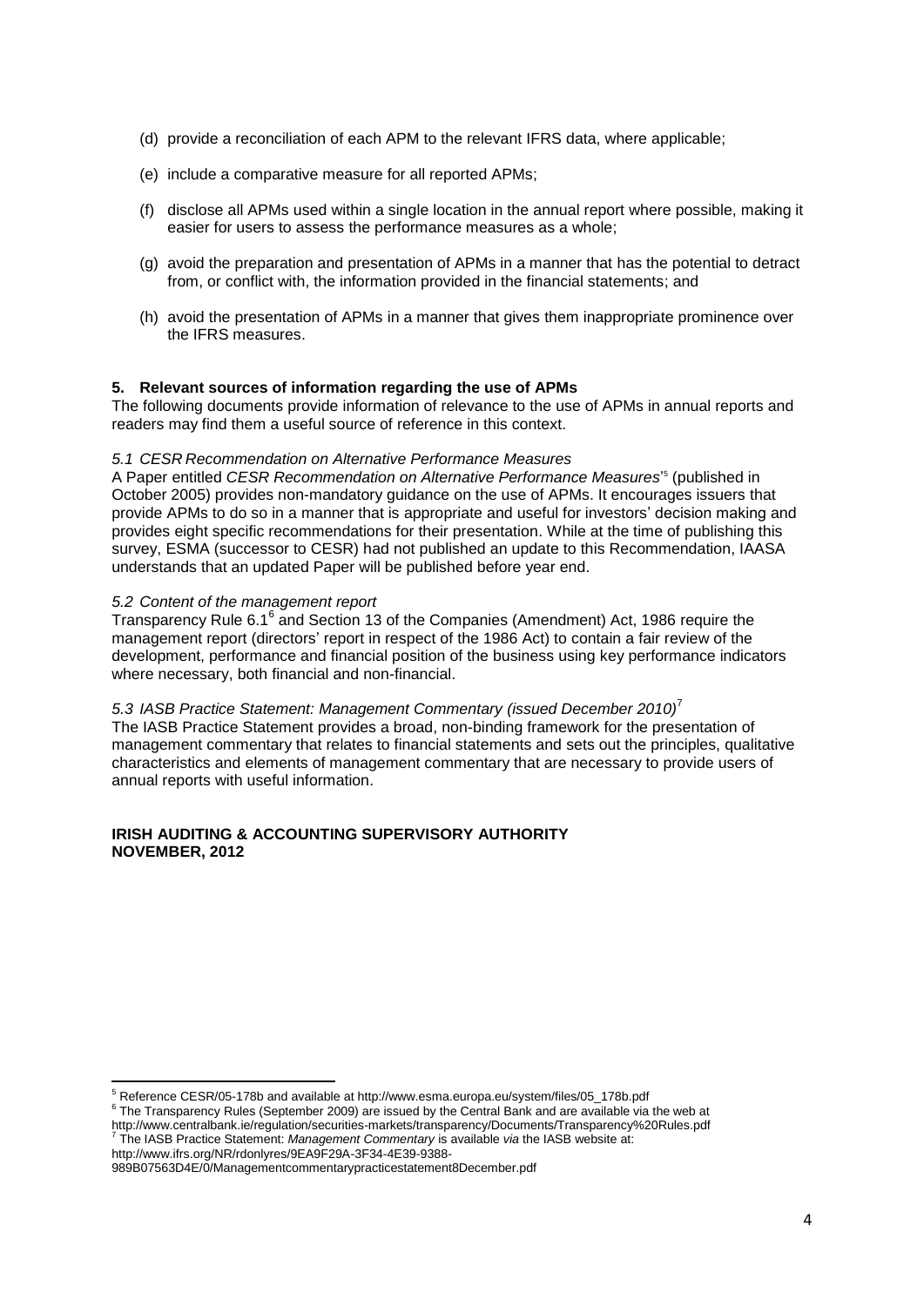(d) provide a reconciliation of each APM to the relevant IFRS data, where applicable;

(e) include a comparative measure for all reported APMs;

(f) disclose all APMs used within a single location in the annual report where possible, making it easier for users to assess the performance measures as a whole;

(g) avoid the preparation and presentation of APMs in a manner that has the potential to detract from, or conflict with, the information provided in the financial statements; and

(h) avoid the presentation of APMs in a manner that gives them inappropriate prominence over the IFRS measures.

**5. Relevant sources of information regarding the use of APMs**

The following documents provide information of relevance to the use of APMs in annual reports and readers may find them a useful source of reference in this context.

*5.1 CESR Recommendation on Alternative Performance Measures*

A Paper entitled *CESR Recommendation on Alternative Performance Measures*'[5] (published in October 2005) provides non-mandatory guidance on the use of APMs. It encourages issuers that provide APMs to do so in a manner that is appropriate and useful for investors' decision making and provides eight specific recommendations for their presentation. While at the time of publishing this survey, ESMA (successor to CESR) had not published an update to this Recommendation, IAASA understands that an updated Paper will be published before year end.

*5.2 Content of the management report*

Transparency Rule 6.1[6] and Section 13 of the Companies (Amendment) Act, 1986 require the management report (directors' report in respect of the 1986 Act) to contain a fair review of the development, performance and financial position of the business using key performance indicators where necessary, both financial and non-financial.

*5.3 IASB Practice Statement: Management Commentary (issued December 2010)*[7]

The IASB Practice Statement provides a broad, non-binding framework for the presentation of management commentary that relates to financial statements and sets out the principles, qualitative characteristics and elements of management commentary that are necessary to provide users of annual reports with useful information.

**IRISH AUDITING & ACCOUNTING SUPERVISORY AUTHORITY**
**NOVEMBER, 2012**

---

[5] Reference CESR/05-178b and available at http://www.esma.europa.eu/system/files/05_178b.pdf

[6] The Transparency Rules (September 2009) are issued by the Central Bank and are available via the web at http://www.centralbank.ie/regulation/securities-markets/transparency/Documents/Transparency%20Rules.pdf

[7] The IASB Practice Statement: *Management Commentary* is available *via* the IASB website at: http://www.ifrs.org/NR/rdonlyres/9EA9F29A-3F34-4E39-9388-989B07563D4E/0/Managementcommentarypracticestatement8December.pdf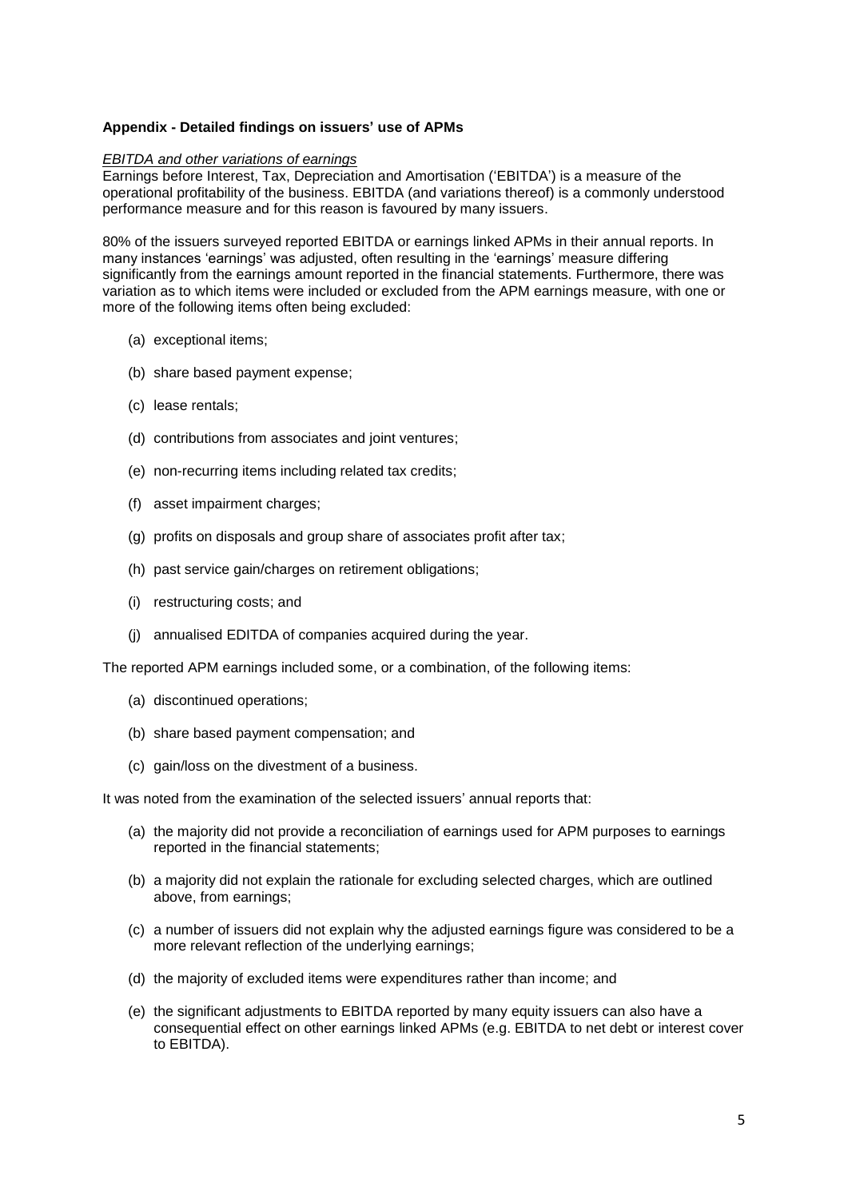**Appendix - Detailed findings on issuers' use of APMs**

*EBITDA and other variations of earnings*

Earnings before Interest, Tax, Depreciation and Amortisation ('EBITDA') is a measure of the operational profitability of the business. EBITDA (and variations thereof) is a commonly understood performance measure and for this reason is favoured by many issuers.

80% of the issuers surveyed reported EBITDA or earnings linked APMs in their annual reports. In many instances 'earnings' was adjusted, often resulting in the 'earnings' measure differing significantly from the earnings amount reported in the financial statements. Furthermore, there was variation as to which items were included or excluded from the APM earnings measure, with one or more of the following items often being excluded:

(a) exceptional items;

(b) share based payment expense;

(c) lease rentals;

(d) contributions from associates and joint ventures;

(e) non-recurring items including related tax credits;

(f) asset impairment charges;

(g) profits on disposals and group share of associates profit after tax;

(h) past service gain/charges on retirement obligations;

(i) restructuring costs; and

(j) annualised EDITDA of companies acquired during the year.

The reported APM earnings included some, or a combination, of the following items:

(a) discontinued operations;

(b) share based payment compensation; and

(c) gain/loss on the divestment of a business.

It was noted from the examination of the selected issuers' annual reports that:

(a) the majority did not provide a reconciliation of earnings used for APM purposes to earnings reported in the financial statements;

(b) a majority did not explain the rationale for excluding selected charges, which are outlined above, from earnings;

(c) a number of issuers did not explain why the adjusted earnings figure was considered to be a more relevant reflection of the underlying earnings;

(d) the majority of excluded items were expenditures rather than income; and

(e) the significant adjustments to EBITDA reported by many equity issuers can also have a consequential effect on other earnings linked APMs (e.g. EBITDA to net debt or interest cover to EBITDA).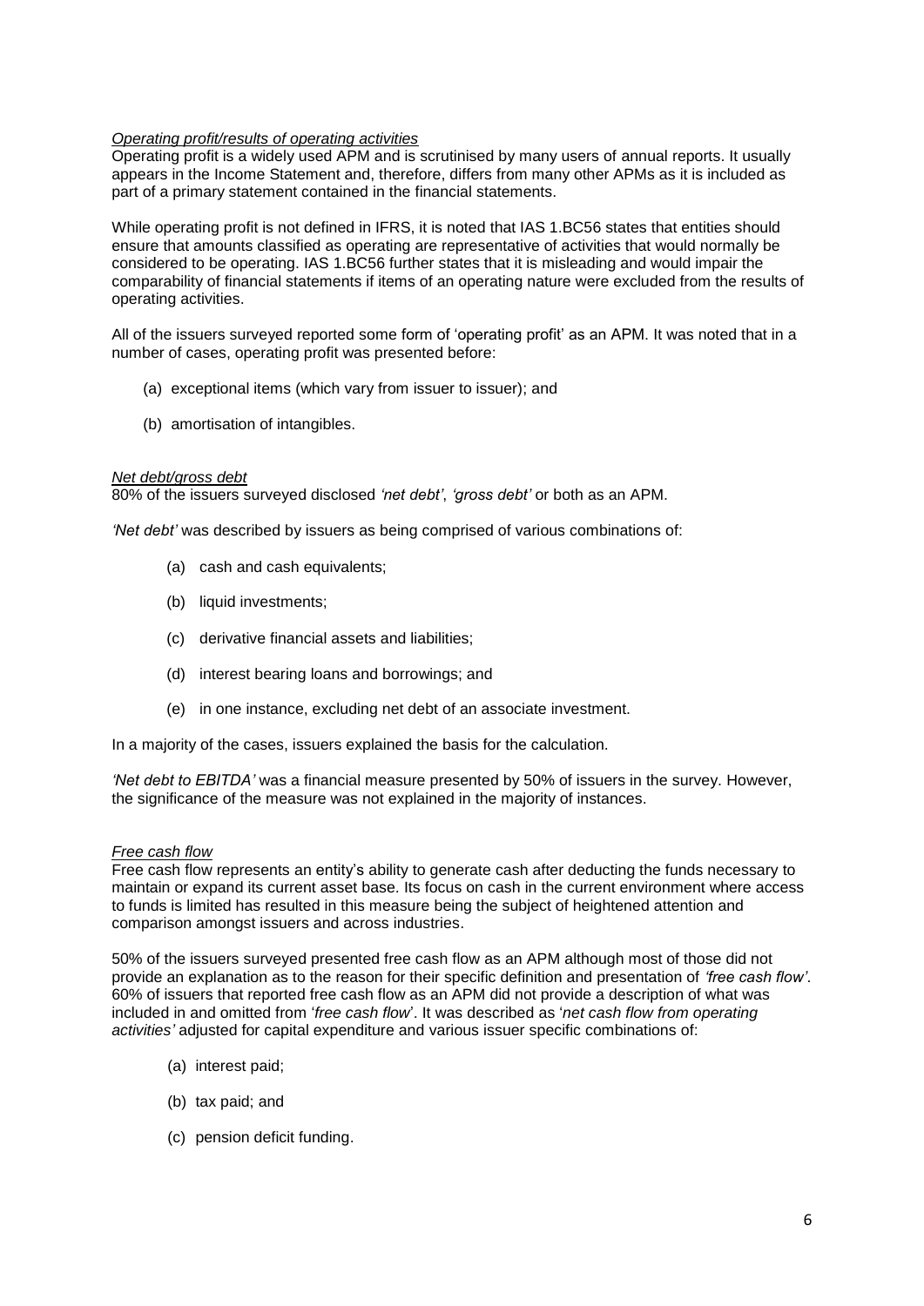*Operating profit/results of operating activities*
Operating profit is a widely used APM and is scrutinised by many users of annual reports. It usually appears in the Income Statement and, therefore, differs from many other APMs as it is included as part of a primary statement contained in the financial statements.

While operating profit is not defined in IFRS, it is noted that IAS 1.BC56 states that entities should ensure that amounts classified as operating are representative of activities that would normally be considered to be operating. IAS 1.BC56 further states that it is misleading and would impair the comparability of financial statements if items of an operating nature were excluded from the results of operating activities.

All of the issuers surveyed reported some form of 'operating profit' as an APM. It was noted that in a number of cases, operating profit was presented before:

(a) exceptional items (which vary from issuer to issuer); and

(b) amortisation of intangibles.

*Net debt/gross debt*
80% of the issuers surveyed disclosed *'net debt'*, *'gross debt'* or both as an APM.

*'Net debt'* was described by issuers as being comprised of various combinations of:

(a) cash and cash equivalents;

(b) liquid investments;

(c) derivative financial assets and liabilities;

(d) interest bearing loans and borrowings; and

(e) in one instance, excluding net debt of an associate investment.

In a majority of the cases, issuers explained the basis for the calculation.

*'Net debt to EBITDA'* was a financial measure presented by 50% of issuers in the survey. However, the significance of the measure was not explained in the majority of instances.

*Free cash flow*
Free cash flow represents an entity's ability to generate cash after deducting the funds necessary to maintain or expand its current asset base. Its focus on cash in the current environment where access to funds is limited has resulted in this measure being the subject of heightened attention and comparison amongst issuers and across industries.

50% of the issuers surveyed presented free cash flow as an APM although most of those did not provide an explanation as to the reason for their specific definition and presentation of *'free cash flow'*. 60% of issuers that reported free cash flow as an APM did not provide a description of what was included in and omitted from '*free cash flow*'. It was described as '*net cash flow from operating activities'* adjusted for capital expenditure and various issuer specific combinations of:

(a) interest paid;

(b) tax paid; and

(c) pension deficit funding.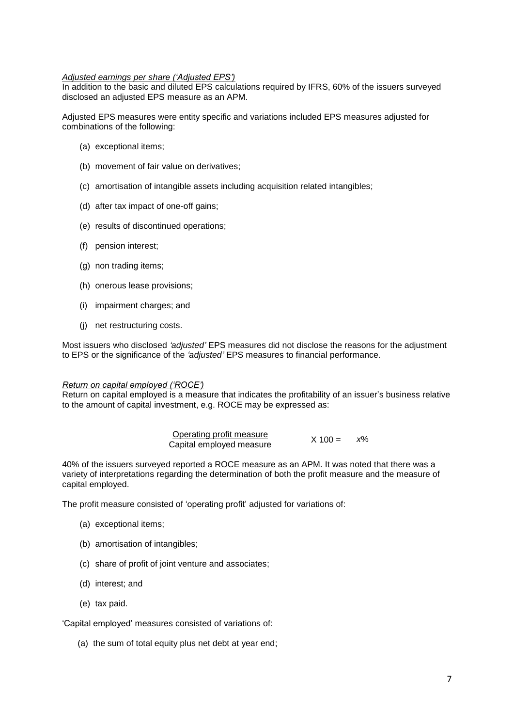*Adjusted earnings per share ('Adjusted EPS')*

In addition to the basic and diluted EPS calculations required by IFRS, 60% of the issuers surveyed disclosed an adjusted EPS measure as an APM.

Adjusted EPS measures were entity specific and variations included EPS measures adjusted for combinations of the following:

(a) exceptional items;

(b) movement of fair value on derivatives;

(c) amortisation of intangible assets including acquisition related intangibles;

(d) after tax impact of one-off gains;

(e) results of discontinued operations;

(f) pension interest;

(g) non trading items;

(h) onerous lease provisions;

(i) impairment charges; and

(j) net restructuring costs.

Most issuers who disclosed *'adjusted'* EPS measures did not disclose the reasons for the adjustment to EPS or the significance of the *'adjusted'* EPS measures to financial performance.

*Return on capital employed ('ROCE')*

Return on capital employed is a measure that indicates the profitability of an issuer's business relative to the amount of capital investment, e.g. ROCE may be expressed as:

$$\frac{\text{Operating profit measure}}{\text{Capital employed measure}} \times 100 = x\%$$

40% of the issuers surveyed reported a ROCE measure as an APM. It was noted that there was a variety of interpretations regarding the determination of both the profit measure and the measure of capital employed.

The profit measure consisted of 'operating profit' adjusted for variations of:

(a) exceptional items;

(b) amortisation of intangibles;

(c) share of profit of joint venture and associates;

(d) interest; and

(e) tax paid.

'Capital employed' measures consisted of variations of:

(a) the sum of total equity plus net debt at year end;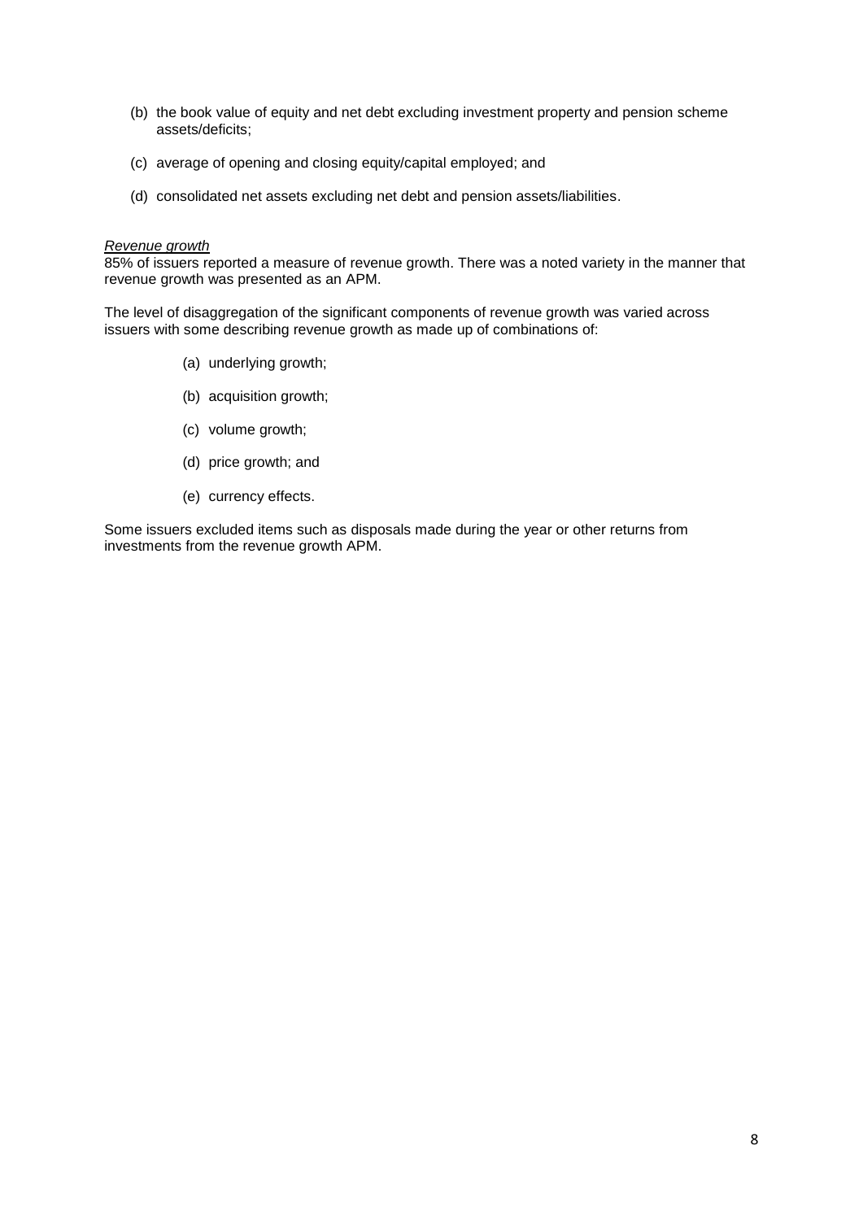(b) the book value of equity and net debt excluding investment property and pension scheme assets/deficits;

(c) average of opening and closing equity/capital employed; and

(d) consolidated net assets excluding net debt and pension assets/liabilities.

*Revenue growth*

85% of issuers reported a measure of revenue growth. There was a noted variety in the manner that revenue growth was presented as an APM.

The level of disaggregation of the significant components of revenue growth was varied across issuers with some describing revenue growth as made up of combinations of:

(a) underlying growth;

(b) acquisition growth;

(c) volume growth;

(d) price growth; and

(e) currency effects.

Some issuers excluded items such as disposals made during the year or other returns from investments from the revenue growth APM.